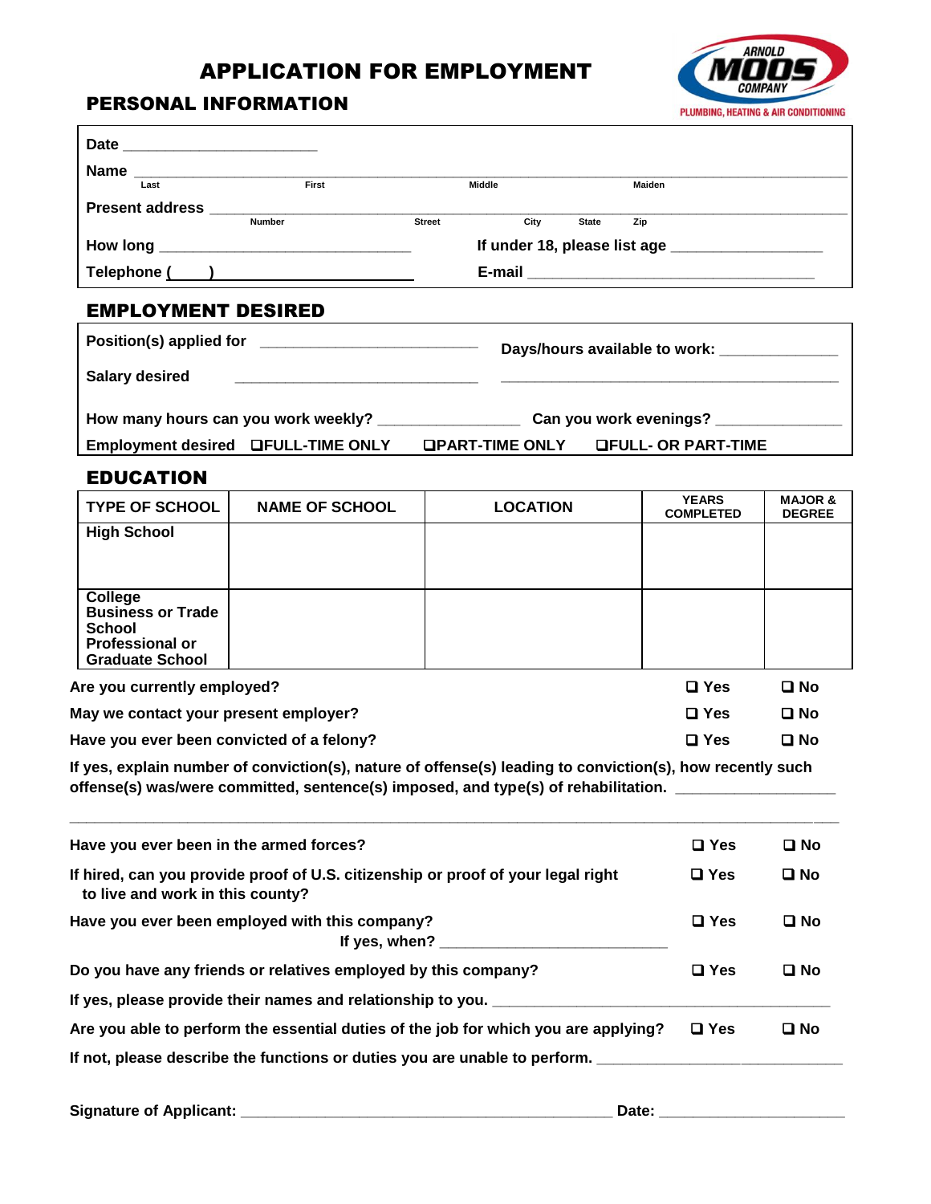# APPLICATION FOR EMPLOYMENT

ARNOLD MOOS COMPANY
PLUMBING, HEATING & AIR CONDITIONING

## PERSONAL INFORMATION

**Date** ______________________

**Name** ___________________________________________________________________
Last | First | Middle | Maiden

**Present address** ___________________________________________________________
Number | Street | City | State | Zip

**How long** ______________________________ **If under 18, please list age** __________________

**Telephone (     )** ______________________ **E-mail** __________________________________

## EMPLOYMENT DESIRED

**Position(s) applied for** __________________________ **Days/hours available to work:** ______________

**Salary desired** ______________________________ ________________________________________

**How many hours can you work weekly?** ________________ **Can you work evenings?** ______________

**Employment desired** ❑ **FULL-TIME ONLY** ❑ **PART-TIME ONLY** ❑ **FULL- OR PART-TIME**

## EDUCATION

| TYPE OF SCHOOL | NAME OF SCHOOL | LOCATION | YEARS COMPLETED | MAJOR & DEGREE |
|---|---|---|---|---|
| High School | | | | |
| College Business or Trade School Professional or Graduate School | | | | |

**Are you currently employed?** ❑ Yes ❑ No

**May we contact your present employer?** ❑ Yes ❑ No

**Have you ever been convicted of a felony?** ❑ Yes ❑ No

**If yes, explain number of conviction(s), nature of offense(s) leading to conviction(s), how recently such offense(s) was/were committed, sentence(s) imposed, and type(s) of rehabilitation.** __________________

_____________________________________________________________________________________

**Have you ever been in the armed forces?** ❑ Yes ❑ No

**If hired, can you provide proof of U.S. citizenship or proof of your legal right to live and work in this county?** ❑ Yes ❑ No

**Have you ever been employed with this company?** ❑ Yes ❑ No
**If yes, when?** __________________________

**Do you have any friends or relatives employed by this company?** ❑ Yes ❑ No

**If yes, please provide their names and relationship to you.** ________________________________________

**Are you able to perform the essential duties of the job for which you are applying?** ❑ Yes ❑ No

**If not, please describe the functions or duties you are unable to perform.** ____________________________

**Signature of Applicant:** ____________________________________________ **Date:** _____________________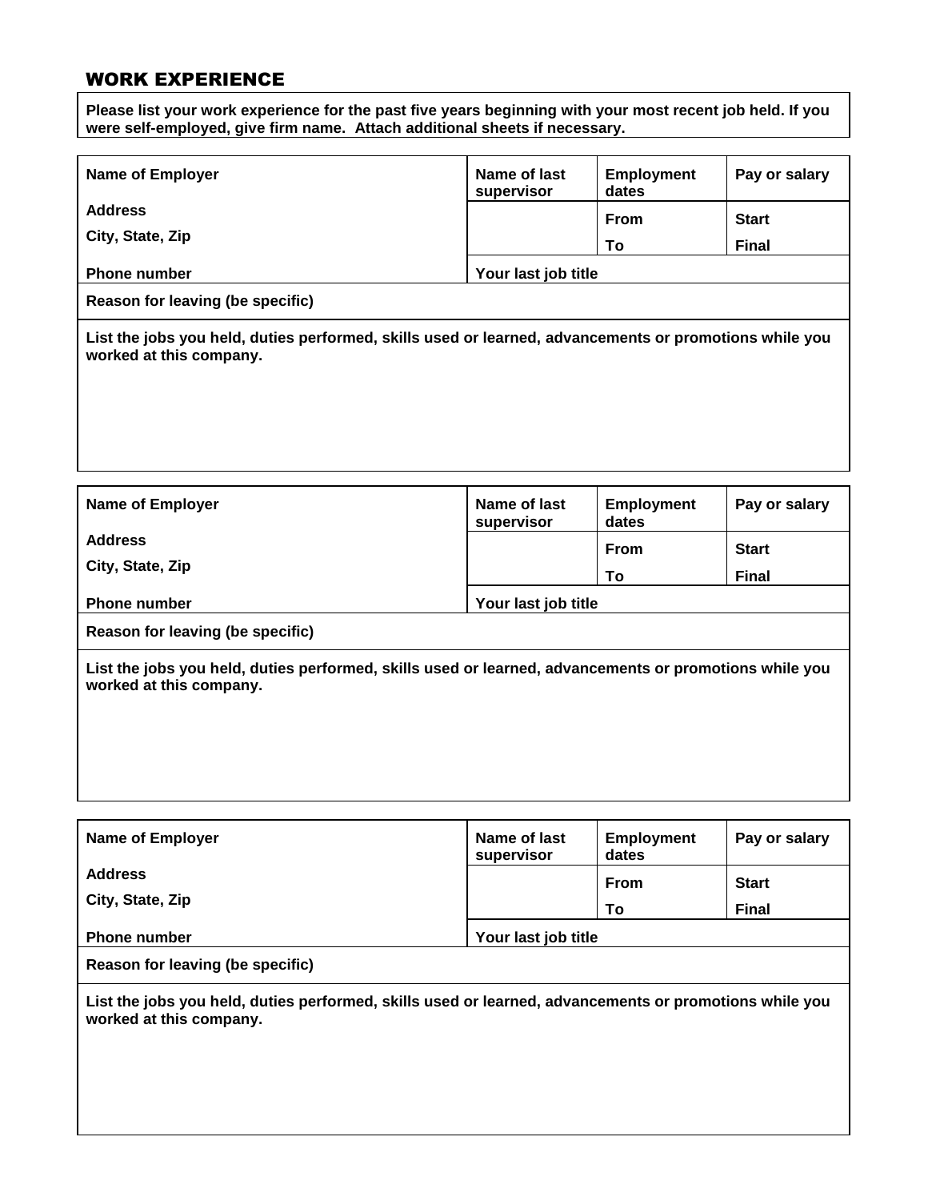## WORK EXPERIENCE

**Please list your work experience for the past five years beginning with your most recent job held. If you were self-employed, give firm name. Attach additional sheets if necessary.**

| | | | |
|---|---|---|---|
| **Name of Employer** | **Name of last supervisor** | **Employment dates** | **Pay or salary** |
| **Address** | | **From** | **Start** |
| **City, State, Zip** | | **To** | **Final** |
| **Phone number** | **Your last job title** | | |
| **Reason for leaving (be specific)** | | | |
| **List the jobs you held, duties performed, skills used or learned, advancements or promotions while you worked at this company.** | | | |

| | | | |
|---|---|---|---|
| **Name of Employer** | **Name of last supervisor** | **Employment dates** | **Pay or salary** |
| **Address** | | **From** | **Start** |
| **City, State, Zip** | | **To** | **Final** |
| **Phone number** | **Your last job title** | | |
| **Reason for leaving (be specific)** | | | |
| **List the jobs you held, duties performed, skills used or learned, advancements or promotions while you worked at this company.** | | | |

| | | | |
|---|---|---|---|
| **Name of Employer** | **Name of last supervisor** | **Employment dates** | **Pay or salary** |
| **Address** | | **From** | **Start** |
| **City, State, Zip** | | **To** | **Final** |
| **Phone number** | **Your last job title** | | |
| **Reason for leaving (be specific)** | | | |
| **List the jobs you held, duties performed, skills used or learned, advancements or promotions while you worked at this company.** | | | |